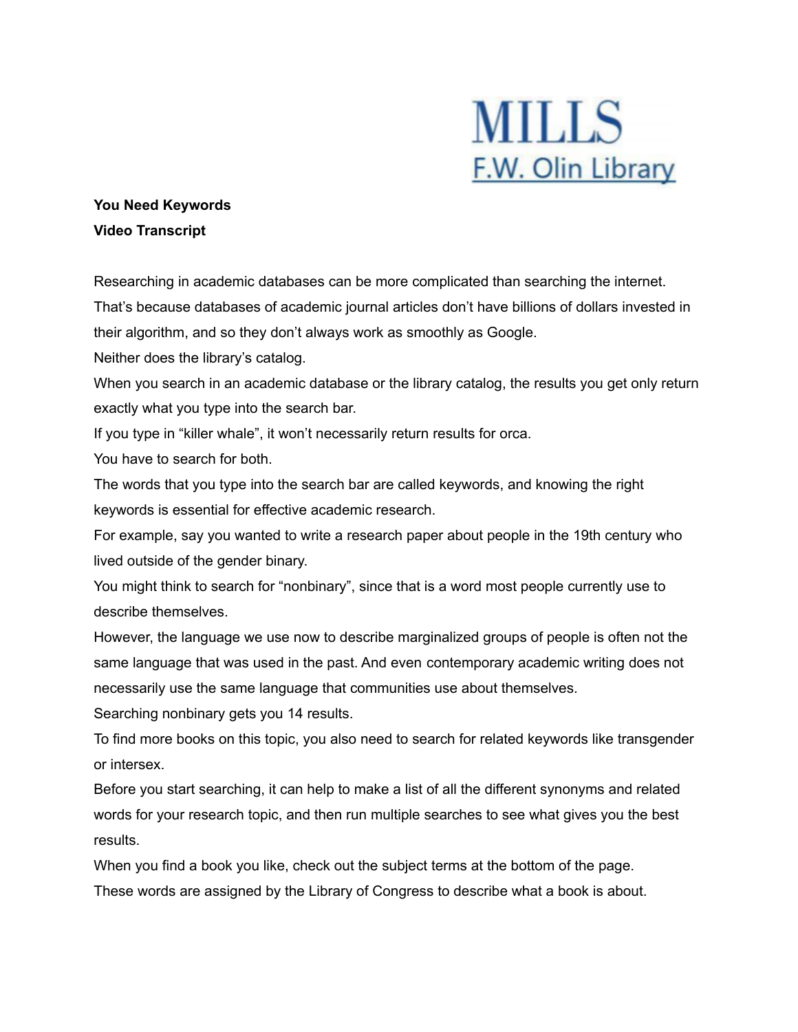MILLS
F.W. Olin Library

**You Need Keywords**
**Video Transcript**

Researching in academic databases can be more complicated than searching the internet. That's because databases of academic journal articles don't have billions of dollars invested in their algorithm, and so they don't always work as smoothly as Google.

Neither does the library's catalog.

When you search in an academic database or the library catalog, the results you get only return exactly what you type into the search bar.

If you type in "killer whale", it won't necessarily return results for orca.

You have to search for both.

The words that you type into the search bar are called keywords, and knowing the right keywords is essential for effective academic research.

For example, say you wanted to write a research paper about people in the 19th century who lived outside of the gender binary.

You might think to search for "nonbinary", since that is a word most people currently use to describe themselves.

However, the language we use now to describe marginalized groups of people is often not the same language that was used in the past. And even contemporary academic writing does not necessarily use the same language that communities use about themselves.

Searching nonbinary gets you 14 results.

To find more books on this topic, you also need to search for related keywords like transgender or intersex.

Before you start searching, it can help to make a list of all the different synonyms and related words for your research topic, and then run multiple searches to see what gives you the best results.

When you find a book you like, check out the subject terms at the bottom of the page.

These words are assigned by the Library of Congress to describe what a book is about.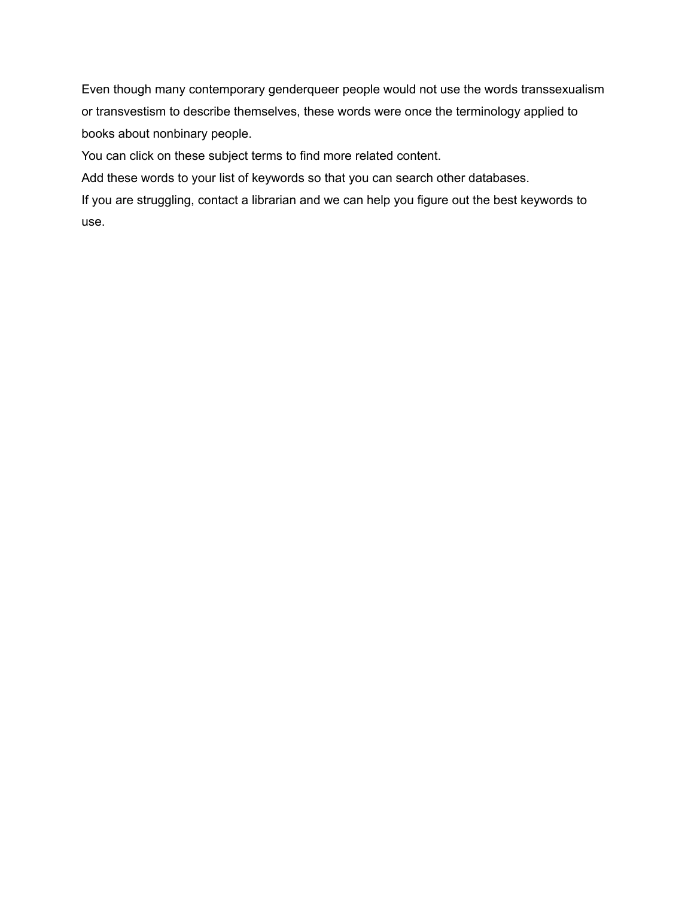Even though many contemporary genderqueer people would not use the words transsexualism or transvestism to describe themselves, these words were once the terminology applied to books about nonbinary people.

You can click on these subject terms to find more related content.

Add these words to your list of keywords so that you can search other databases.

If you are struggling, contact a librarian and we can help you figure out the best keywords to use.